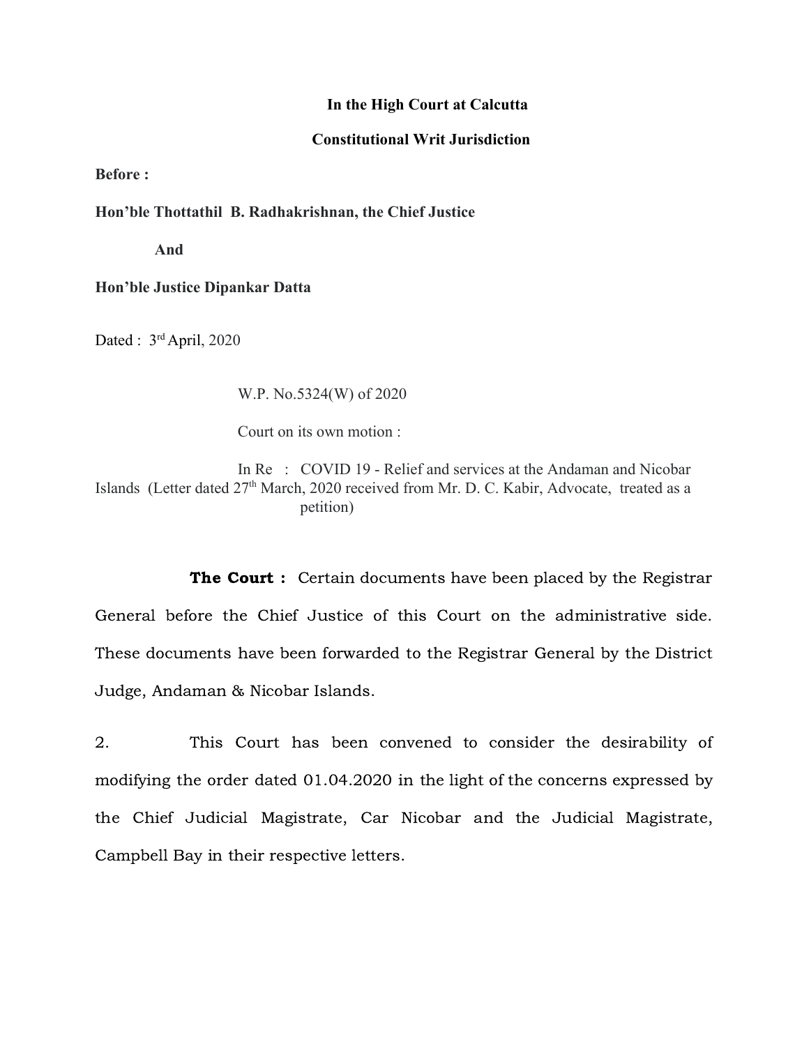**In the High Court at Calcutta**

**Constitutional Writ Jurisdiction**

**Before :**

**Hon'ble Thottathil B. Radhakrishnan, the Chief Justice**

**And**

**Hon'ble Justice Dipankar Datta**

Dated : 3rd April, 2020

W.P. No.5324(W) of 2020

Court on its own motion :

In Re : COVID 19 - Relief and services at the Andaman and Nicobar Islands (Letter dated 27th March, 2020 received from Mr. D. C. Kabir, Advocate, treated as a petition)

**The Court :** Certain documents have been placed by the Registrar General before the Chief Justice of this Court on the administrative side. These documents have been forwarded to the Registrar General by the District Judge, Andaman & Nicobar Islands.

2. This Court has been convened to consider the desirability of modifying the order dated 01.04.2020 in the light of the concerns expressed by the Chief Judicial Magistrate, Car Nicobar and the Judicial Magistrate, Campbell Bay in their respective letters.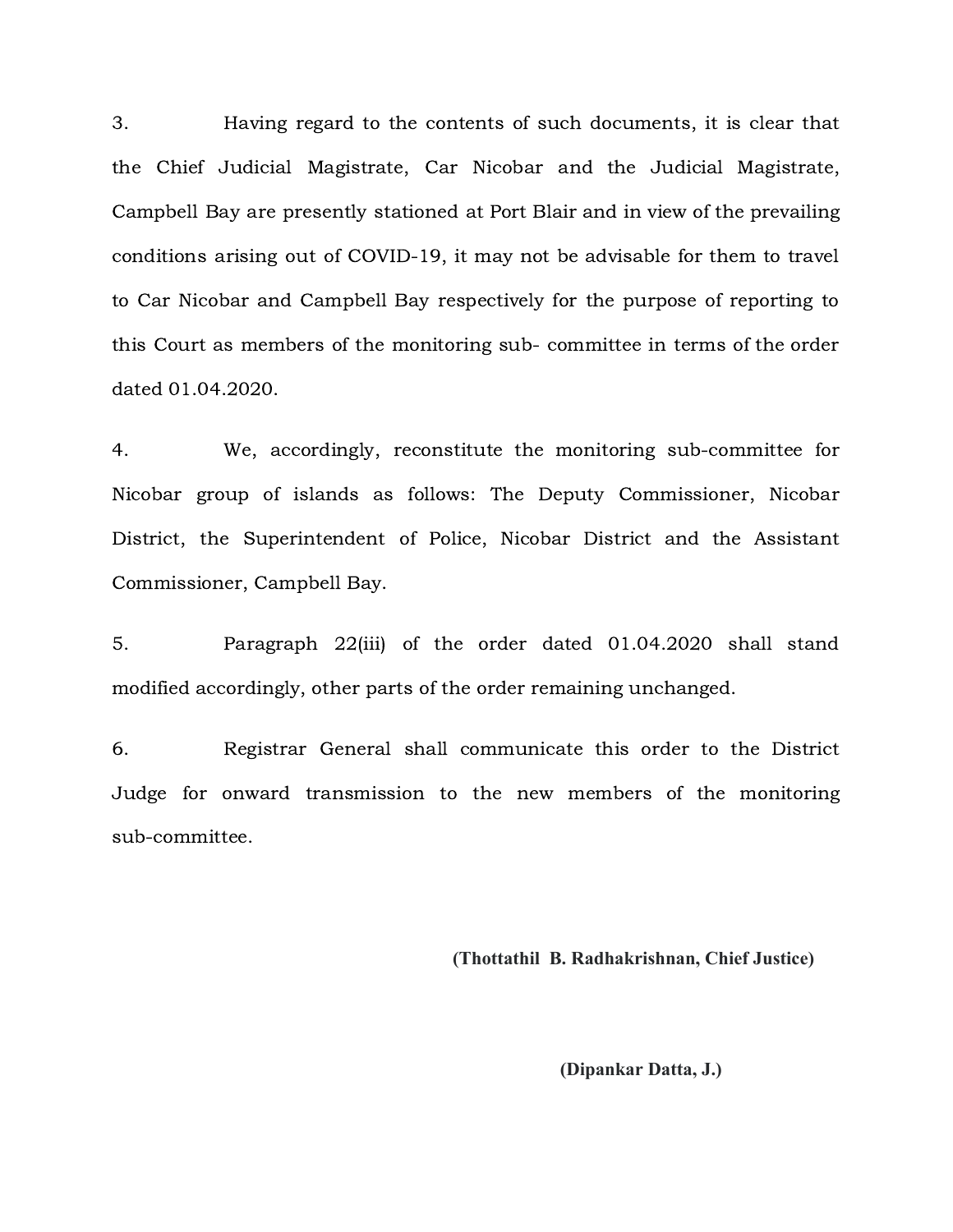3. Having regard to the contents of such documents, it is clear that the Chief Judicial Magistrate, Car Nicobar and the Judicial Magistrate, Campbell Bay are presently stationed at Port Blair and in view of the prevailing conditions arising out of COVID-19, it may not be advisable for them to travel to Car Nicobar and Campbell Bay respectively for the purpose of reporting to this Court as members of the monitoring sub- committee in terms of the order dated 01.04.2020.

4. We, accordingly, reconstitute the monitoring sub-committee for Nicobar group of islands as follows: The Deputy Commissioner, Nicobar District, the Superintendent of Police, Nicobar District and the Assistant Commissioner, Campbell Bay.

5. Paragraph 22(iii) of the order dated 01.04.2020 shall stand modified accordingly, other parts of the order remaining unchanged.

6. Registrar General shall communicate this order to the District Judge for onward transmission to the new members of the monitoring sub-committee.

**(Thottathil B. Radhakrishnan, Chief Justice)**

**(Dipankar Datta, J.)**